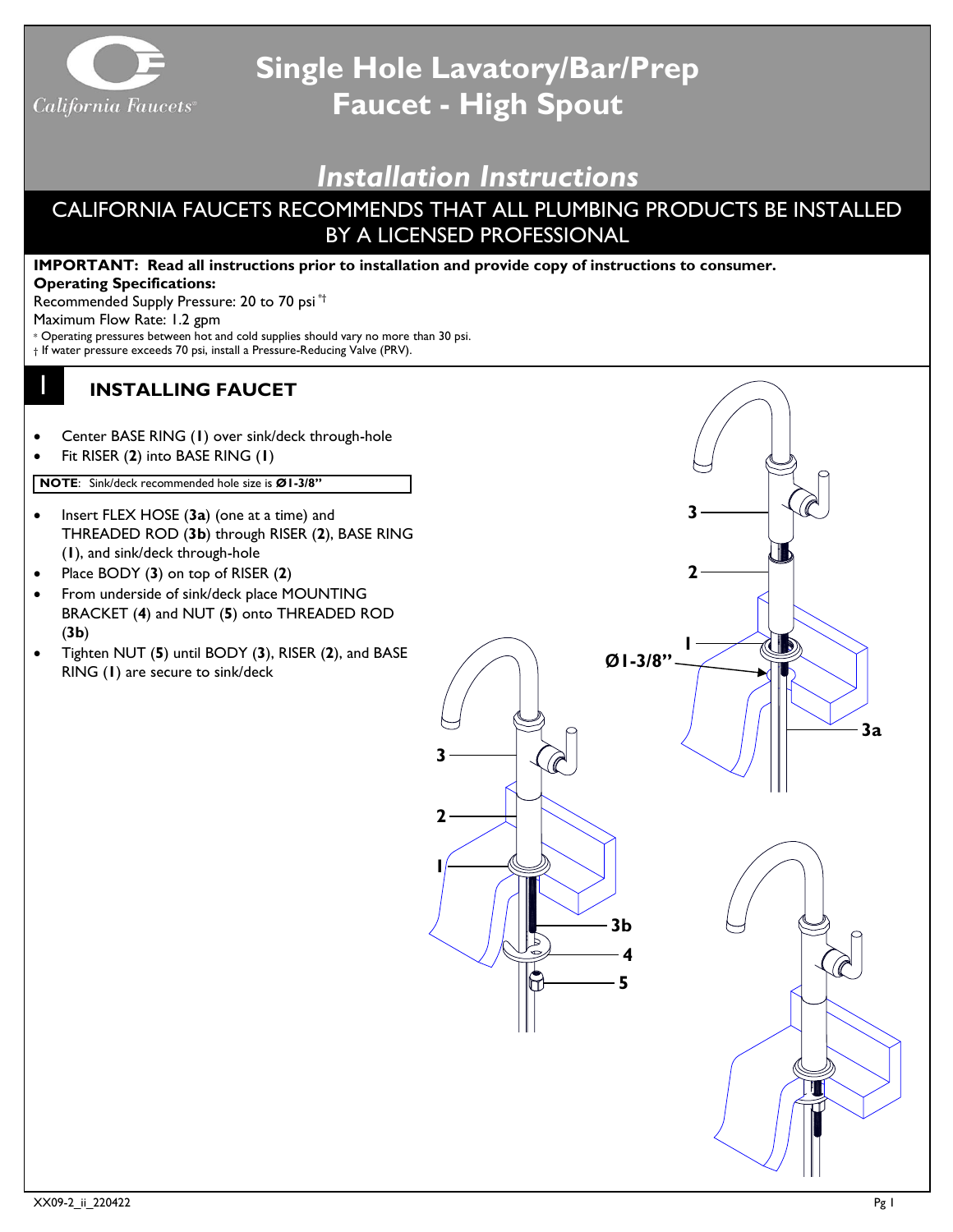# Single Hole Lavatory/Bar/Prep Faucet - High Spout

## *Installation Instructions*

CALIFORNIA FAUCETS RECOMMENDS THAT ALL PLUMBING PRODUCTS BE INSTALLED BY A LICENSED PROFESSIONAL

**IMPORTANT: Read all instructions prior to installation and provide copy of instructions to consumer.**

**Operating Specifications:**

Recommended Supply Pressure: 20 to 70 psi *†

Maximum Flow Rate: 1.2 gpm

\* Operating pressures between hot and cold supplies should vary no more than 30 psi.

† If water pressure exceeds 70 psi, install a Pressure-Reducing Valve (PRV).

## 1 INSTALLING FAUCET

- Center BASE RING (**1**) over sink/deck through-hole
- Fit RISER (**2**) into BASE RING (**1**)

**NOTE**: Sink/deck recommended hole size is **Ø1-3/8"**

- Insert FLEX HOSE (**3a**) (one at a time) and THREADED ROD (**3b**) through RISER (**2**), BASE RING (**1**), and sink/deck through-hole
- Place BODY (**3**) on top of RISER (**2**)
- From underside of sink/deck place MOUNTING BRACKET (**4**) and NUT (**5**) onto THREADED ROD (**3b**)
- Tighten NUT (**5**) until BODY (**3**), RISER (**2**), and BASE RING (**1**) are secure to sink/deck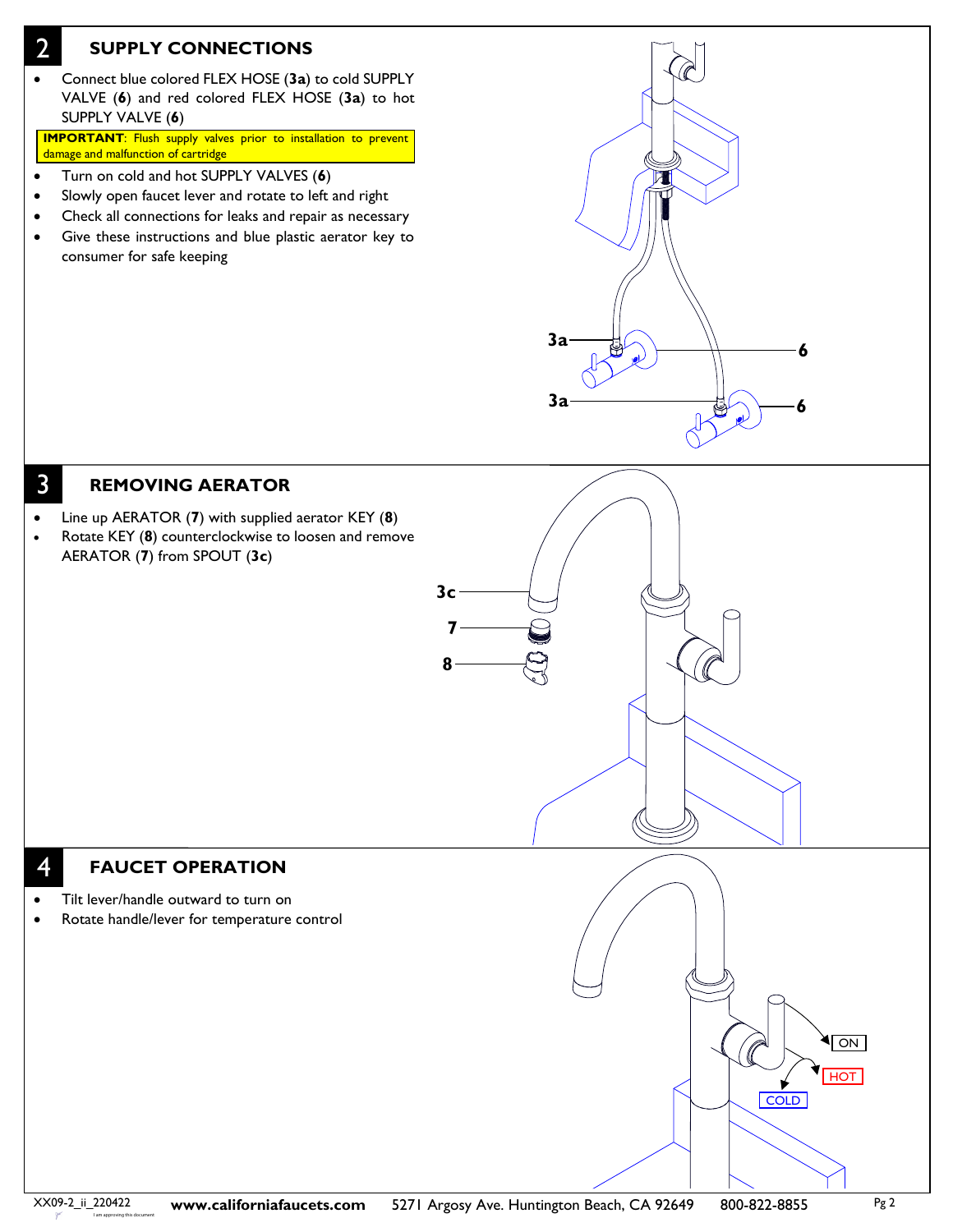## 2 SUPPLY CONNECTIONS

- Connect blue colored FLEX HOSE (**3a**) to cold SUPPLY VALVE (**6**) and red colored FLEX HOSE (**3a**) to hot SUPPLY VALVE (**6**)

**IMPORTANT**: Flush supply valves prior to installation to prevent damage and malfunction of cartridge

- Turn on cold and hot SUPPLY VALVES (**6**)
- Slowly open faucet lever and rotate to left and right
- Check all connections for leaks and repair as necessary
- Give these instructions and blue plastic aerator key to consumer for safe keeping

3a
6
3a
6

## 3 REMOVING AERATOR

- Line up AERATOR (**7**) with supplied aerator KEY (**8**)
- Rotate KEY (**8**) counterclockwise to loosen and remove AERATOR (**7**) from SPOUT (**3c**)

3c
7
8

## 4 FAUCET OPERATION

- Tilt lever/handle outward to turn on
- Rotate handle/lever for temperature control

ON
HOT
COLD

XX09-2_ii_220422 www.californiafaucets.com 5271 Argosy Ave. Huntington Beach, CA 92649 800-822-8855